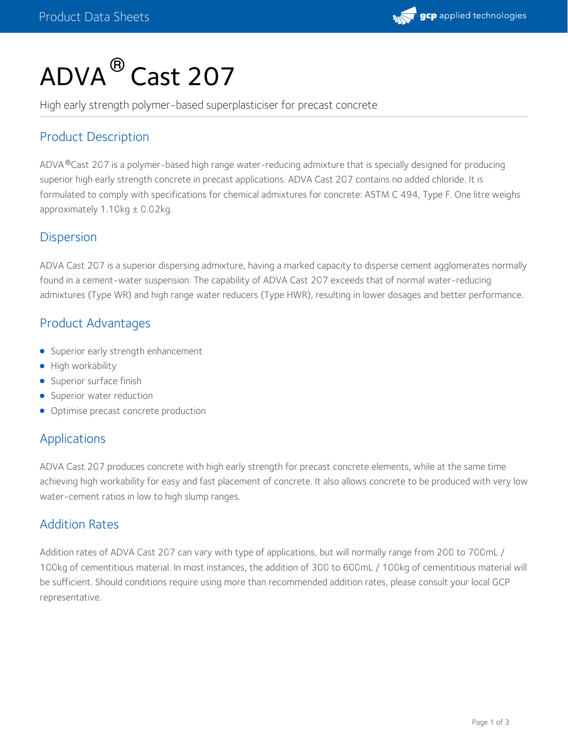# ADVA® Cast 207

High early strength polymer-based superplasticiser for precast concrete

## Product Description

ADVA®Cast 207 is a polymer-based high range water-reducing admixture that is specially designed for producing superior high early strength concrete in precast applications. ADVA Cast 207 contains no added chloride. It is formulated to comply with specifications for chemical admixtures for concrete: ASTM C 494, Type F. One litre weighs approximately 1.10kg ± 0.02kg.

## Dispersion

ADVA Cast 207 is a superior dispersing admixture, having a marked capacity to disperse cement agglomerates normally found in a cement-water suspension. The capability of ADVA Cast 207 exceeds that of normal water-reducing admixtures (Type WR) and high range water reducers (Type HWR), resulting in lower dosages and better performance.

## Product Advantages

- Superior early strength enhancement
- High workability
- Superior surface finish
- Superior water reduction
- Optimise precast concrete production

## Applications

ADVA Cast 207 produces concrete with high early strength for precast concrete elements, while at the same time achieving high workability for easy and fast placement of concrete. It also allows concrete to be produced with very low water-cement ratios in low to high slump ranges.

## Addition Rates

Addition rates of ADVA Cast 207 can vary with type of applications, but will normally range from 200 to 700mL / 100kg of cementitious material. In most instances, the addition of 300 to 600mL / 100kg of cementitious material will be sufficient. Should conditions require using more than recommended addition rates, please consult your local GCP representative.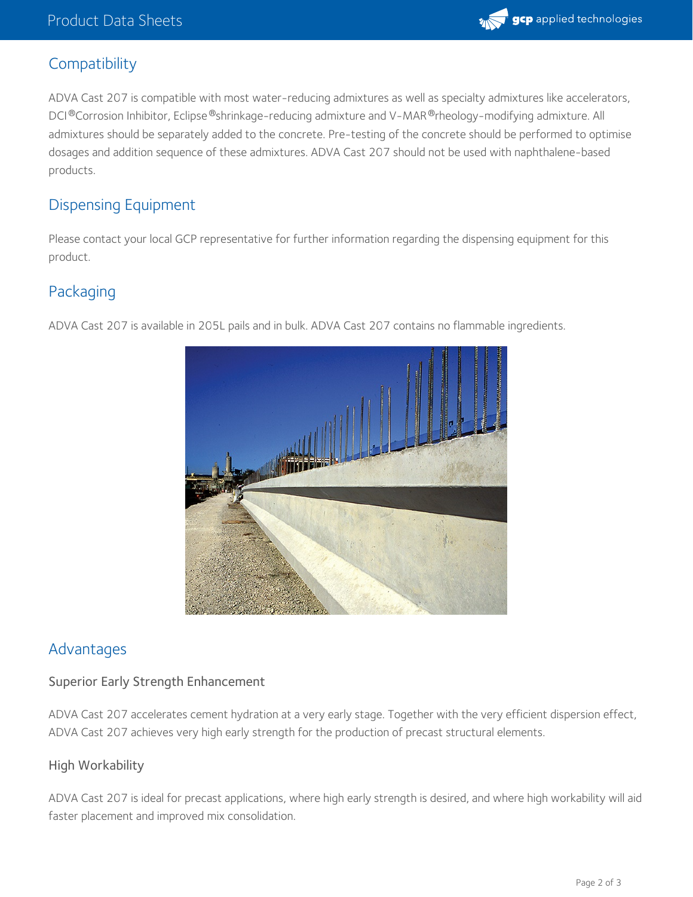## Compatibility

ADVA Cast 207 is compatible with most water-reducing admixtures as well as specialty admixtures like accelerators, DCI®Corrosion Inhibitor, Eclipse®shrinkage-reducing admixture and V-MAR®rheology-modifying admixture. All admixtures should be separately added to the concrete. Pre-testing of the concrete should be performed to optimise dosages and addition sequence of these admixtures. ADVA Cast 207 should not be used with naphthalene-based products.

## Dispensing Equipment

Please contact your local GCP representative for further information regarding the dispensing equipment for this product.

## Packaging

ADVA Cast 207 is available in 205L pails and in bulk. ADVA Cast 207 contains no flammable ingredients.

## Advantages

### Superior Early Strength Enhancement

ADVA Cast 207 accelerates cement hydration at a very early stage. Together with the very efficient dispersion effect, ADVA Cast 207 achieves very high early strength for the production of precast structural elements.

### High Workability

ADVA Cast 207 is ideal for precast applications, where high early strength is desired, and where high workability will aid faster placement and improved mix consolidation.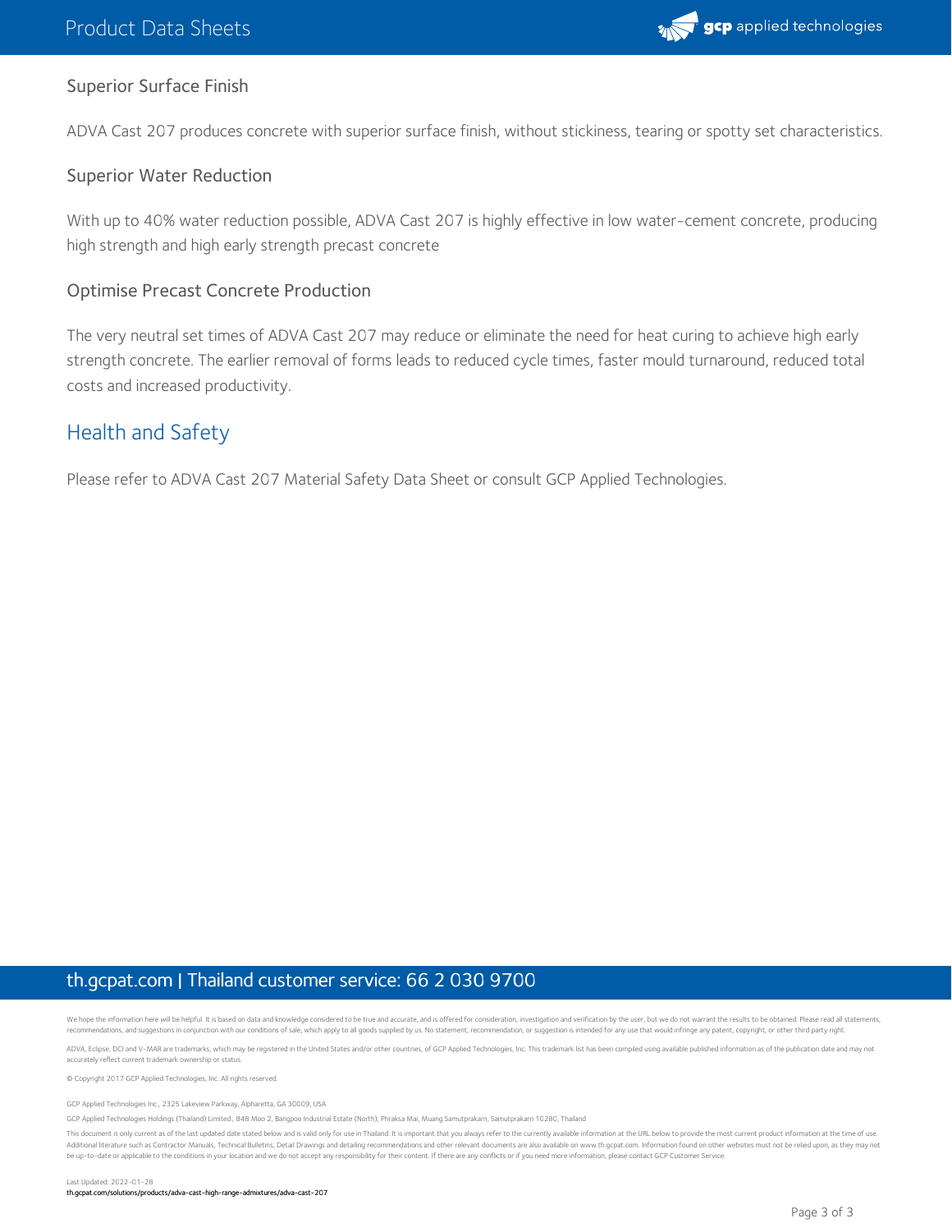### Superior Surface Finish

ADVA Cast 207 produces concrete with superior surface finish, without stickiness, tearing or spotty set characteristics.

### Superior Water Reduction

With up to 40% water reduction possible, ADVA Cast 207 is highly effective in low water-cement concrete, producing high strength and high early strength precast concrete

### Optimise Precast Concrete Production

The very neutral set times of ADVA Cast 207 may reduce or eliminate the need for heat curing to achieve high early strength concrete. The earlier removal of forms leads to reduced cycle times, faster mould turnaround, reduced total costs and increased productivity.

## Health and Safety

Please refer to ADVA Cast 207 Material Safety Data Sheet or consult GCP Applied Technologies.

th.gcpat.com | Thailand customer service: 66 2 030 9700

We hope the information here will be helpful. It is based on data and knowledge considered to be true and accurate, and is offered for consideration, investigation and verification by the user, but we do not warrant the results to be obtained. Please read all statements, recommendations, and suggestions in conjunction with our conditions of sale, which apply to all goods supplied by us. No statement, recommendation, or suggestion is intended for any use that would infringe any patent, copyright, or other third party right.

ADVA, Eclipse, DCI and V-MAR are trademarks, which may be registered in the United States and/or other countries, of GCP Applied Technologies, Inc. This trademark list has been compiled using available published information as of the publication date and may not accurately reflect current trademark ownership or status.

© Copyright 2017 GCP Applied Technologies, Inc. All rights reserved.

GCP Applied Technologies Inc., 2325 Lakeview Parkway, Alpharetta, GA 30009, USA

GCP Applied Technologies Holdings (Thailand) Limited., 848 Moo 2, Bangpoo Industrial Estate (North), Phraksa Mai, Muang Samutprakarn, Samutprakarn 10280, Thailand

This document is only current as of the last updated date stated below and is valid only for use in Thailand. It is important that you always refer to the currently available information at the URL below to provide the most current product information at the time of use. Additional literature such as Contractor Manuals, Technical Bulletins, Detail Drawings and detailing recommendations and other relevant documents are also available on www.th.gcpat.com. Information found on other websites must not be relied upon, as they may not be up-to-date or applicable to the conditions in your location and we do not accept any responsibility for their content. If there are any conflicts or if you need more information, please contact GCP Customer Service.

Last Updated: 2022-01-28

th.gcpat.com/solutions/products/adva-cast-high-range-admixtures/adva-cast-207